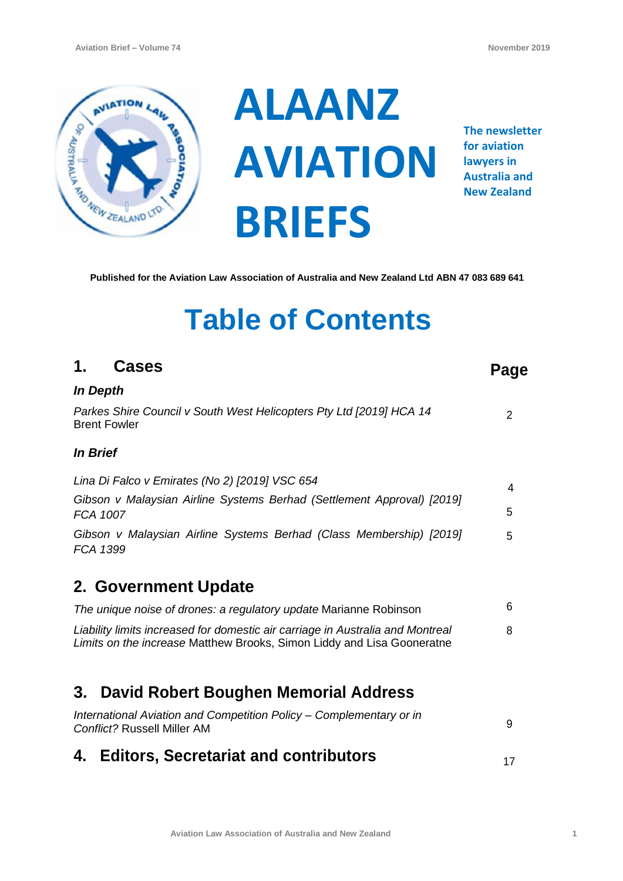# ALAANZ AVIATION BRIEFS

**The newsletter for aviation lawyers in Australia and New Zealand**

**Published for the Aviation Law Association of Australia and New Zealand Ltd ABN 47 083 689 641**

# Table of Contents

| | Page |
|---|---|
| **1. Cases** | |
| ***In Depth*** | |
| *Parkes Shire Council v South West Helicopters Pty Ltd [2019] HCA 14* Brent Fowler | 2 |
| ***In Brief*** | |
| *Lina Di Falco v Emirates (No 2) [2019] VSC 654* | 4 |
| *Gibson v Malaysian Airline Systems Berhad (Settlement Approval) [2019] FCA 1007* | 5 |
| *Gibson v Malaysian Airline Systems Berhad (Class Membership) [2019] FCA 1399* | 5 |
| **2. Government Update** | |
| *The unique noise of drones: a regulatory update* Marianne Robinson | 6 |
| *Liability limits increased for domestic air carriage in Australia and Montreal Limits on the increase* Matthew Brooks, Simon Liddy and Lisa Gooneratne | 8 |
| **3. David Robert Boughen Memorial Address** | |
| *International Aviation and Competition Policy – Complementary or in Conflict?* Russell Miller AM | 9 |
| **4. Editors, Secretariat and contributors** | 17 |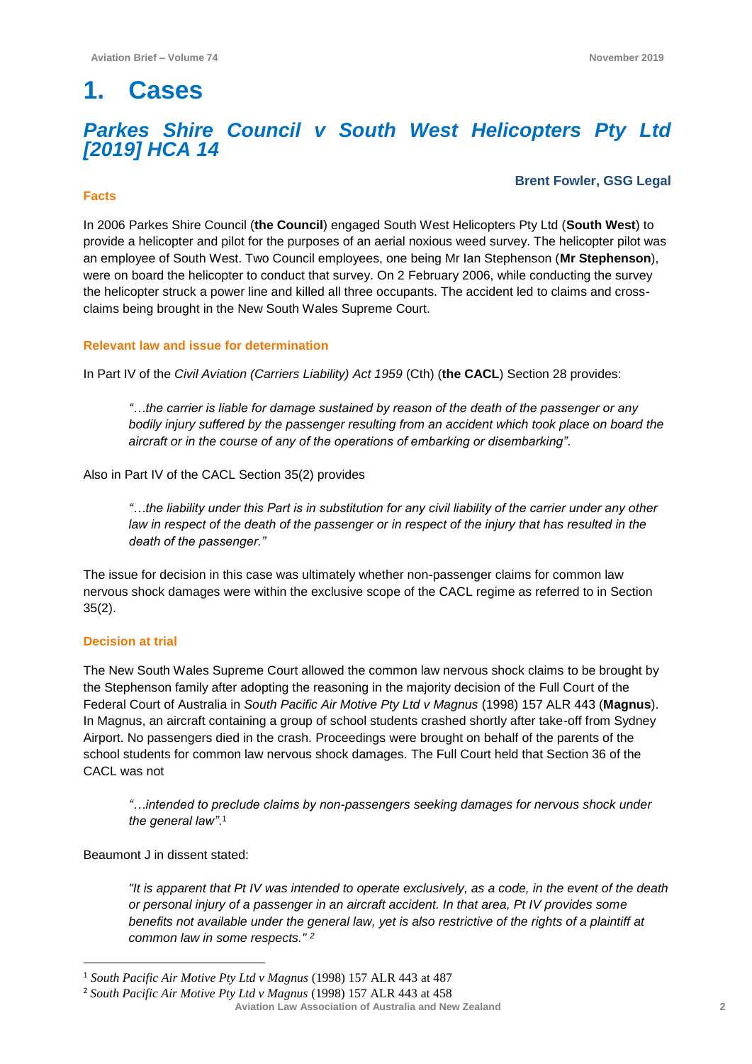# 1. Cases

## *Parkes Shire Council v South West Helicopters Pty Ltd [2019] HCA 14*

**Brent Fowler, GSG Legal**

### Facts

In 2006 Parkes Shire Council (**the Council**) engaged South West Helicopters Pty Ltd (**South West**) to provide a helicopter and pilot for the purposes of an aerial noxious weed survey. The helicopter pilot was an employee of South West. Two Council employees, one being Mr Ian Stephenson (**Mr Stephenson**), were on board the helicopter to conduct that survey. On 2 February 2006, while conducting the survey the helicopter struck a power line and killed all three occupants. The accident led to claims and cross-claims being brought in the New South Wales Supreme Court.

### Relevant law and issue for determination

In Part IV of the *Civil Aviation (Carriers Liability) Act 1959* (Cth) (**the CACL**) Section 28 provides:

> *"…the carrier is liable for damage sustained by reason of the death of the passenger or any bodily injury suffered by the passenger resulting from an accident which took place on board the aircraft or in the course of any of the operations of embarking or disembarking".*

Also in Part IV of the CACL Section 35(2) provides

> *"…the liability under this Part is in substitution for any civil liability of the carrier under any other law in respect of the death of the passenger or in respect of the injury that has resulted in the death of the passenger."*

The issue for decision in this case was ultimately whether non-passenger claims for common law nervous shock damages were within the exclusive scope of the CACL regime as referred to in Section 35(2).

### Decision at trial

The New South Wales Supreme Court allowed the common law nervous shock claims to be brought by the Stephenson family after adopting the reasoning in the majority decision of the Full Court of the Federal Court of Australia in *South Pacific Air Motive Pty Ltd v Magnus* (1998) 157 ALR 443 (**Magnus**). In Magnus, an aircraft containing a group of school students crashed shortly after take-off from Sydney Airport. No passengers died in the crash. Proceedings were brought on behalf of the parents of the school students for common law nervous shock damages. The Full Court held that Section 36 of the CACL was not

> *"…intended to preclude claims by non-passengers seeking damages for nervous shock under the general law".*[1]

Beaumont J in dissent stated:

> *"It is apparent that Pt IV was intended to operate exclusively, as a code, in the event of the death or personal injury of a passenger in an aircraft accident. In that area, Pt IV provides some benefits not available under the general law, yet is also restrictive of the rights of a plaintiff at common law in some respects."* [2]

---

[1] *South Pacific Air Motive Pty Ltd v Magnus* (1998) 157 ALR 443 at 487

[2] *South Pacific Air Motive Pty Ltd v Magnus* (1998) 157 ALR 443 at 458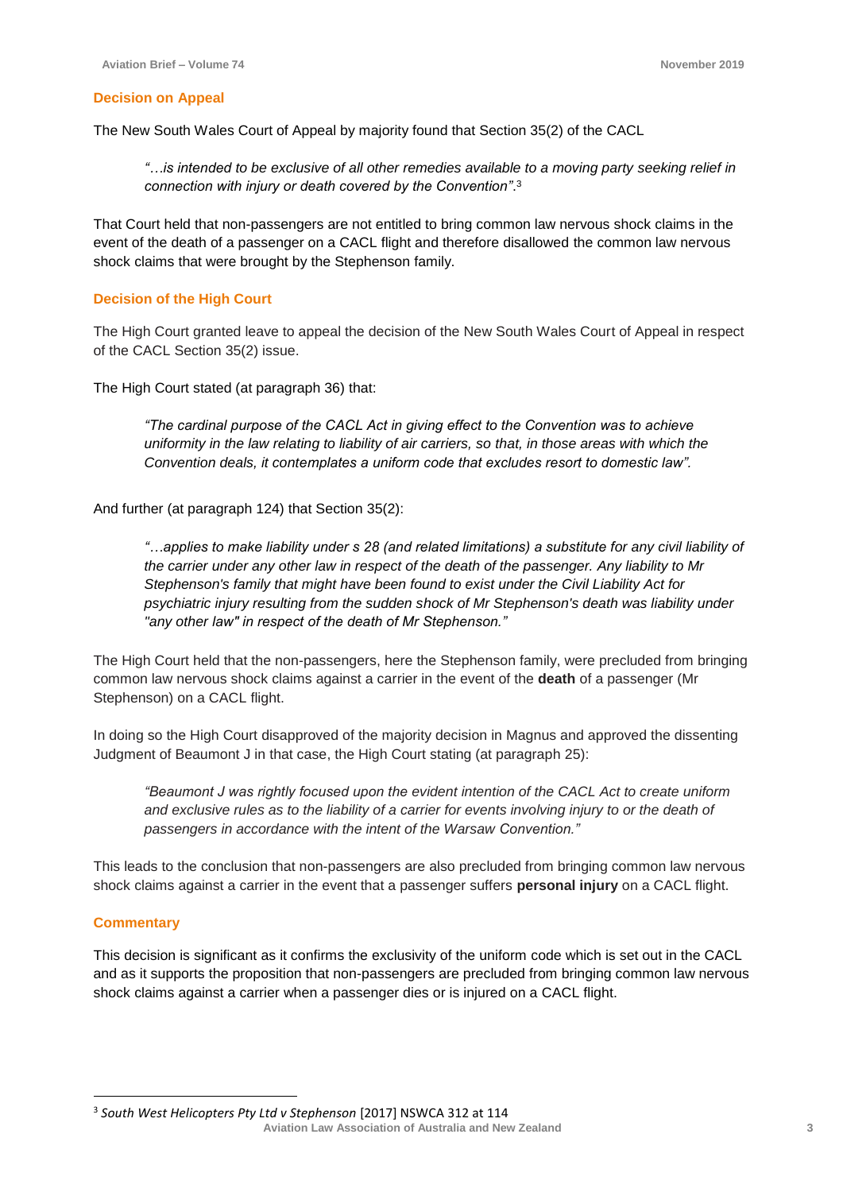### Decision on Appeal

The New South Wales Court of Appeal by majority found that Section 35(2) of the CACL

> *"…is intended to be exclusive of all other remedies available to a moving party seeking relief in connection with injury or death covered by the Convention"*.[3]

That Court held that non-passengers are not entitled to bring common law nervous shock claims in the event of the death of a passenger on a CACL flight and therefore disallowed the common law nervous shock claims that were brought by the Stephenson family.

### Decision of the High Court

The High Court granted leave to appeal the decision of the New South Wales Court of Appeal in respect of the CACL Section 35(2) issue.

The High Court stated (at paragraph 36) that:

> *"The cardinal purpose of the CACL Act in giving effect to the Convention was to achieve uniformity in the law relating to liability of air carriers, so that, in those areas with which the Convention deals, it contemplates a uniform code that excludes resort to domestic law".*

And further (at paragraph 124) that Section 35(2):

> *"…applies to make liability under s 28 (and related limitations) a substitute for any civil liability of the carrier under any other law in respect of the death of the passenger. Any liability to Mr Stephenson's family that might have been found to exist under the Civil Liability Act for psychiatric injury resulting from the sudden shock of Mr Stephenson's death was liability under "any other law" in respect of the death of Mr Stephenson."*

The High Court held that the non-passengers, here the Stephenson family, were precluded from bringing common law nervous shock claims against a carrier in the event of the **death** of a passenger (Mr Stephenson) on a CACL flight.

In doing so the High Court disapproved of the majority decision in Magnus and approved the dissenting Judgment of Beaumont J in that case, the High Court stating (at paragraph 25):

> *"Beaumont J was rightly focused upon the evident intention of the CACL Act to create uniform and exclusive rules as to the liability of a carrier for events involving injury to or the death of passengers in accordance with the intent of the Warsaw Convention."*

This leads to the conclusion that non-passengers are also precluded from bringing common law nervous shock claims against a carrier in the event that a passenger suffers **personal injury** on a CACL flight.

### Commentary

This decision is significant as it confirms the exclusivity of the uniform code which is set out in the CACL and as it supports the proposition that non-passengers are precluded from bringing common law nervous shock claims against a carrier when a passenger dies or is injured on a CACL flight.

---

[3] *South West Helicopters Pty Ltd v Stephenson* [2017] NSWCA 312 at 114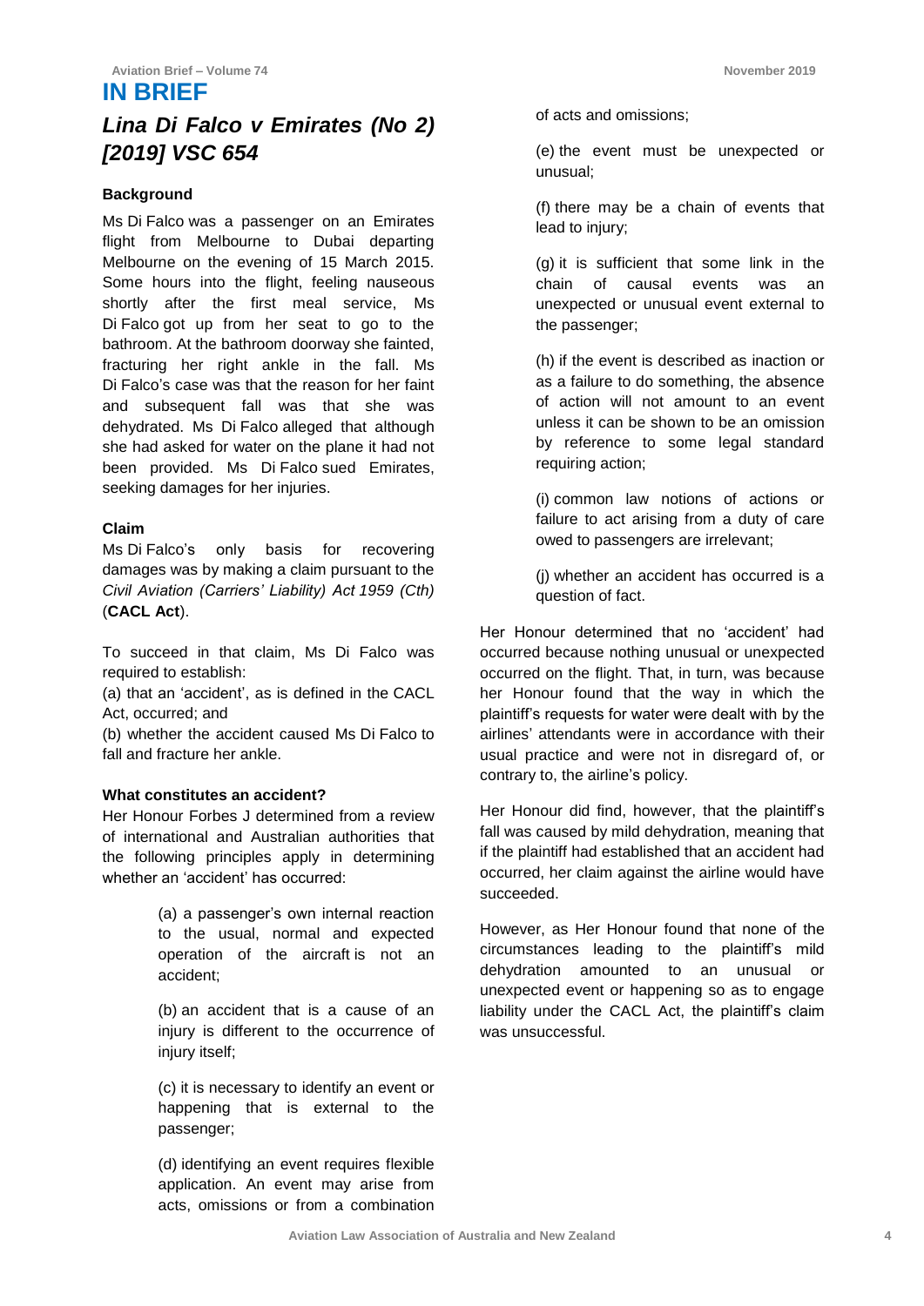# IN BRIEF

## *Lina Di Falco v Emirates (No 2) [2019] VSC 654*

**Background**

Ms Di Falco was a passenger on an Emirates flight from Melbourne to Dubai departing Melbourne on the evening of 15 March 2015. Some hours into the flight, feeling nauseous shortly after the first meal service, Ms Di Falco got up from her seat to go to the bathroom. At the bathroom doorway she fainted, fracturing her right ankle in the fall. Ms Di Falco's case was that the reason for her faint and subsequent fall was that she was dehydrated. Ms Di Falco alleged that although she had asked for water on the plane it had not been provided. Ms Di Falco sued Emirates, seeking damages for her injuries.

**Claim**

Ms Di Falco's only basis for recovering damages was by making a claim pursuant to the *Civil Aviation (Carriers' Liability) Act 1959 (Cth)* (**CACL Act**).

To succeed in that claim, Ms Di Falco was required to establish:

(a) that an 'accident', as is defined in the CACL Act, occurred; and

(b) whether the accident caused Ms Di Falco to fall and fracture her ankle.

**What constitutes an accident?**

Her Honour Forbes J determined from a review of international and Australian authorities that the following principles apply in determining whether an 'accident' has occurred:

> (a) a passenger's own internal reaction to the usual, normal and expected operation of the aircraft is not an accident;
>
> (b) an accident that is a cause of an injury is different to the occurrence of injury itself;
>
> (c) it is necessary to identify an event or happening that is external to the passenger;
>
> (d) identifying an event requires flexible application. An event may arise from acts, omissions or from a combination of acts and omissions;
>
> (e) the event must be unexpected or unusual;
>
> (f) there may be a chain of events that lead to injury;
>
> (g) it is sufficient that some link in the chain of causal events was an unexpected or unusual event external to the passenger;
>
> (h) if the event is described as inaction or as a failure to do something, the absence of action will not amount to an event unless it can be shown to be an omission by reference to some legal standard requiring action;
>
> (i) common law notions of actions or failure to act arising from a duty of care owed to passengers are irrelevant;
>
> (j) whether an accident has occurred is a question of fact.

Her Honour determined that no 'accident' had occurred because nothing unusual or unexpected occurred on the flight. That, in turn, was because her Honour found that the way in which the plaintiff's requests for water were dealt with by the airlines' attendants were in accordance with their usual practice and were not in disregard of, or contrary to, the airline's policy.

Her Honour did find, however, that the plaintiff's fall was caused by mild dehydration, meaning that if the plaintiff had established that an accident had occurred, her claim against the airline would have succeeded.

However, as Her Honour found that none of the circumstances leading to the plaintiff's mild dehydration amounted to an unusual or unexpected event or happening so as to engage liability under the CACL Act, the plaintiff's claim was unsuccessful.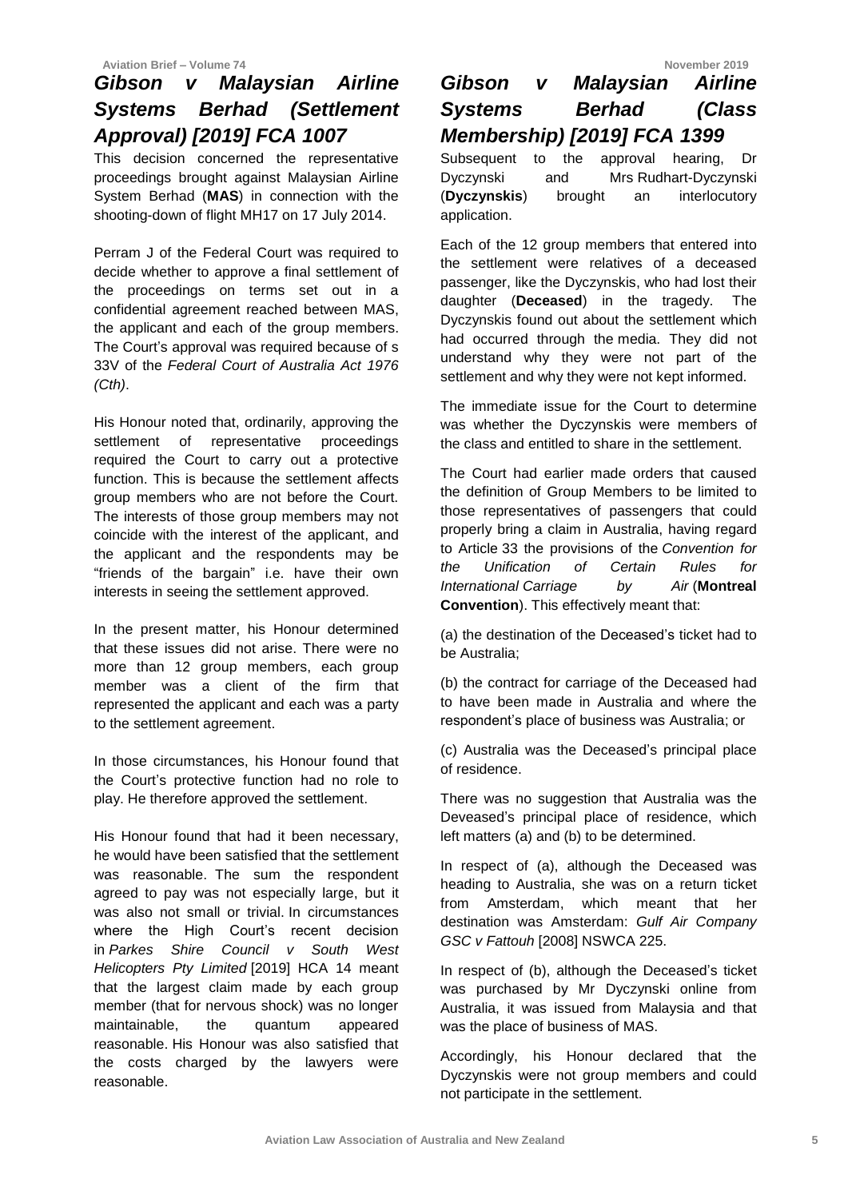## *Gibson v Malaysian Airline Systems Berhad (Settlement Approval) [2019] FCA 1007*

This decision concerned the representative proceedings brought against Malaysian Airline System Berhad (**MAS**) in connection with the shooting-down of flight MH17 on 17 July 2014.

Perram J of the Federal Court was required to decide whether to approve a final settlement of the proceedings on terms set out in a confidential agreement reached between MAS, the applicant and each of the group members. The Court's approval was required because of s 33V of the *Federal Court of Australia Act 1976 (Cth)*.

His Honour noted that, ordinarily, approving the settlement of representative proceedings required the Court to carry out a protective function. This is because the settlement affects group members who are not before the Court. The interests of those group members may not coincide with the interest of the applicant, and the applicant and the respondents may be "friends of the bargain" i.e. have their own interests in seeing the settlement approved.

In the present matter, his Honour determined that these issues did not arise. There were no more than 12 group members, each group member was a client of the firm that represented the applicant and each was a party to the settlement agreement.

In those circumstances, his Honour found that the Court's protective function had no role to play. He therefore approved the settlement.

His Honour found that had it been necessary, he would have been satisfied that the settlement was reasonable. The sum the respondent agreed to pay was not especially large, but it was also not small or trivial. In circumstances where the High Court's recent decision in *Parkes Shire Council v South West Helicopters Pty Limited* [2019] HCA 14 meant that the largest claim made by each group member (that for nervous shock) was no longer maintainable, the quantum appeared reasonable. His Honour was also satisfied that the costs charged by the lawyers were reasonable.

## *Gibson v Malaysian Airline Systems Berhad (Class Membership) [2019] FCA 1399*

Subsequent to the approval hearing, Dr Dyczynski and Mrs Rudhart-Dyczynski (**Dyczynskis**) brought an interlocutory application.

Each of the 12 group members that entered into the settlement were relatives of a deceased passenger, like the Dyczynskis, who had lost their daughter (**Deceased**) in the tragedy. The Dyczynskis found out about the settlement which had occurred through the media. They did not understand why they were not part of the settlement and why they were not kept informed.

The immediate issue for the Court to determine was whether the Dyczynskis were members of the class and entitled to share in the settlement.

The Court had earlier made orders that caused the definition of Group Members to be limited to those representatives of passengers that could properly bring a claim in Australia, having regard to Article 33 the provisions of the *Convention for the Unification of Certain Rules for International Carriage by Air* (**Montreal Convention**). This effectively meant that:

(a) the destination of the Deceased's ticket had to be Australia;

(b) the contract for carriage of the Deceased had to have been made in Australia and where the respondent's place of business was Australia; or

(c) Australia was the Deceased's principal place of residence.

There was no suggestion that Australia was the Deveased's principal place of residence, which left matters (a) and (b) to be determined.

In respect of (a), although the Deceased was heading to Australia, she was on a return ticket from Amsterdam, which meant that her destination was Amsterdam: *Gulf Air Company GSC v Fattouh* [2008] NSWCA 225.

In respect of (b), although the Deceased's ticket was purchased by Mr Dyczynski online from Australia, it was issued from Malaysia and that was the place of business of MAS.

Accordingly, his Honour declared that the Dyczynskis were not group members and could not participate in the settlement.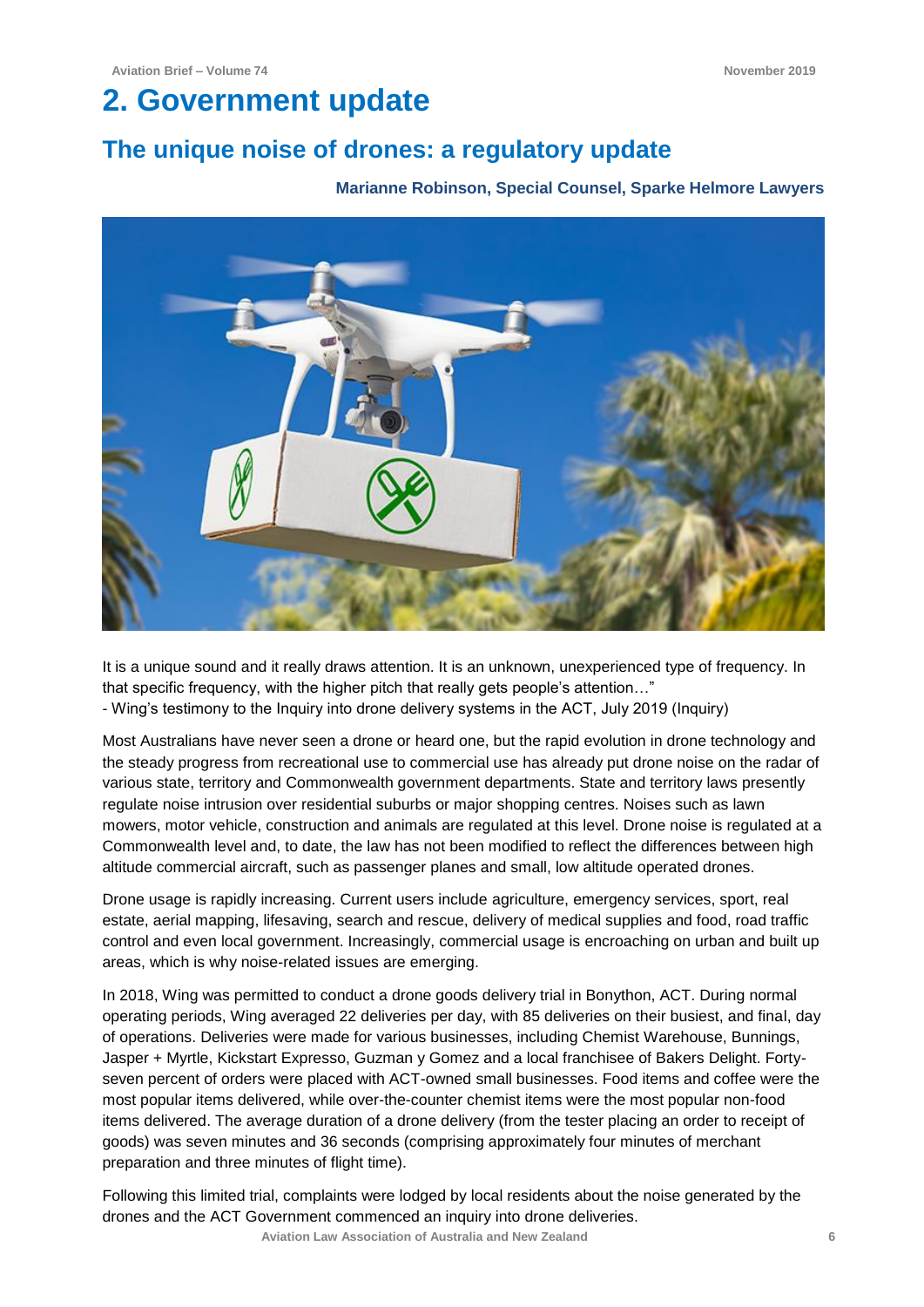# 2. Government update

## The unique noise of drones: a regulatory update

**Marianne Robinson, Special Counsel, Sparke Helmore Lawyers**

It is a unique sound and it really draws attention. It is an unknown, unexperienced type of frequency. In that specific frequency, with the higher pitch that really gets people's attention…"
- Wing's testimony to the Inquiry into drone delivery systems in the ACT, July 2019 (Inquiry)

Most Australians have never seen a drone or heard one, but the rapid evolution in drone technology and the steady progress from recreational use to commercial use has already put drone noise on the radar of various state, territory and Commonwealth government departments. State and territory laws presently regulate noise intrusion over residential suburbs or major shopping centres. Noises such as lawn mowers, motor vehicle, construction and animals are regulated at this level. Drone noise is regulated at a Commonwealth level and, to date, the law has not been modified to reflect the differences between high altitude commercial aircraft, such as passenger planes and small, low altitude operated drones.

Drone usage is rapidly increasing. Current users include agriculture, emergency services, sport, real estate, aerial mapping, lifesaving, search and rescue, delivery of medical supplies and food, road traffic control and even local government. Increasingly, commercial usage is encroaching on urban and built up areas, which is why noise-related issues are emerging.

In 2018, Wing was permitted to conduct a drone goods delivery trial in Bonython, ACT. During normal operating periods, Wing averaged 22 deliveries per day, with 85 deliveries on their busiest, and final, day of operations. Deliveries were made for various businesses, including Chemist Warehouse, Bunnings, Jasper + Myrtle, Kickstart Expresso, Guzman y Gomez and a local franchisee of Bakers Delight. Forty-seven percent of orders were placed with ACT-owned small businesses. Food items and coffee were the most popular items delivered, while over-the-counter chemist items were the most popular non-food items delivered. The average duration of a drone delivery (from the tester placing an order to receipt of goods) was seven minutes and 36 seconds (comprising approximately four minutes of merchant preparation and three minutes of flight time).

Following this limited trial, complaints were lodged by local residents about the noise generated by the drones and the ACT Government commenced an inquiry into drone deliveries.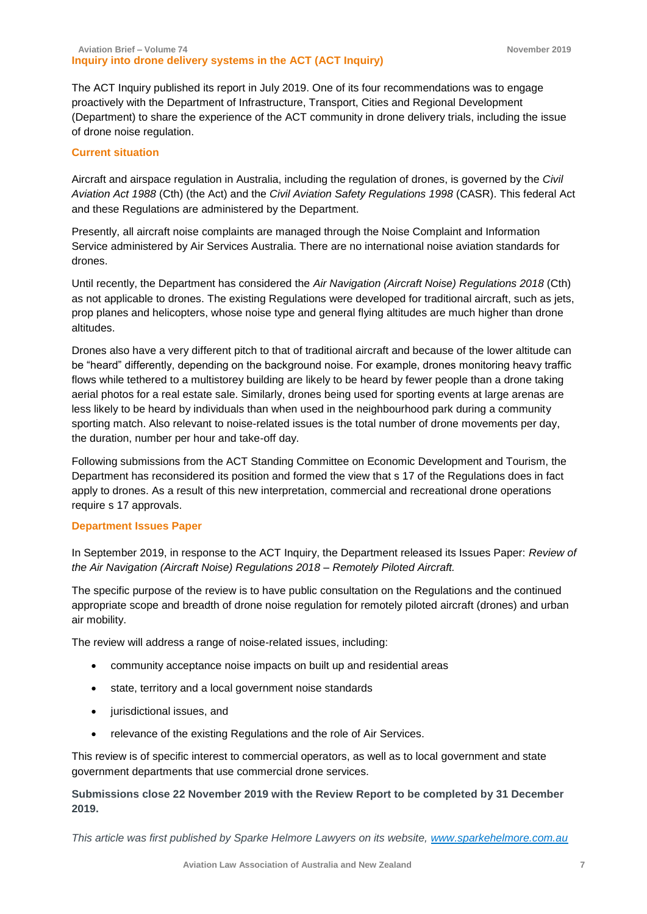## Inquiry into drone delivery systems in the ACT (ACT Inquiry)

The ACT Inquiry published its report in July 2019. One of its four recommendations was to engage proactively with the Department of Infrastructure, Transport, Cities and Regional Development (Department) to share the experience of the ACT community in drone delivery trials, including the issue of drone noise regulation.

### Current situation

Aircraft and airspace regulation in Australia, including the regulation of drones, is governed by the *Civil Aviation Act 1988* (Cth) (the Act) and the *Civil Aviation Safety Regulations 1998* (CASR). This federal Act and these Regulations are administered by the Department.

Presently, all aircraft noise complaints are managed through the Noise Complaint and Information Service administered by Air Services Australia. There are no international noise aviation standards for drones.

Until recently, the Department has considered the *Air Navigation (Aircraft Noise) Regulations 2018* (Cth) as not applicable to drones. The existing Regulations were developed for traditional aircraft, such as jets, prop planes and helicopters, whose noise type and general flying altitudes are much higher than drone altitudes.

Drones also have a very different pitch to that of traditional aircraft and because of the lower altitude can be "heard" differently, depending on the background noise. For example, drones monitoring heavy traffic flows while tethered to a multistorey building are likely to be heard by fewer people than a drone taking aerial photos for a real estate sale. Similarly, drones being used for sporting events at large arenas are less likely to be heard by individuals than when used in the neighbourhood park during a community sporting match. Also relevant to noise-related issues is the total number of drone movements per day, the duration, number per hour and take-off day.

Following submissions from the ACT Standing Committee on Economic Development and Tourism, the Department has reconsidered its position and formed the view that s 17 of the Regulations does in fact apply to drones. As a result of this new interpretation, commercial and recreational drone operations require s 17 approvals.

### Department Issues Paper

In September 2019, in response to the ACT Inquiry, the Department released its Issues Paper: *Review of the Air Navigation (Aircraft Noise) Regulations 2018 – Remotely Piloted Aircraft.*

The specific purpose of the review is to have public consultation on the Regulations and the continued appropriate scope and breadth of drone noise regulation for remotely piloted aircraft (drones) and urban air mobility.

The review will address a range of noise-related issues, including:

- community acceptance noise impacts on built up and residential areas
- state, territory and a local government noise standards
- jurisdictional issues, and
- relevance of the existing Regulations and the role of Air Services.

This review is of specific interest to commercial operators, as well as to local government and state government departments that use commercial drone services.

**Submissions close 22 November 2019 with the Review Report to be completed by 31 December 2019.**

*This article was first published by Sparke Helmore Lawyers on its website, www.sparkehelmore.com.au*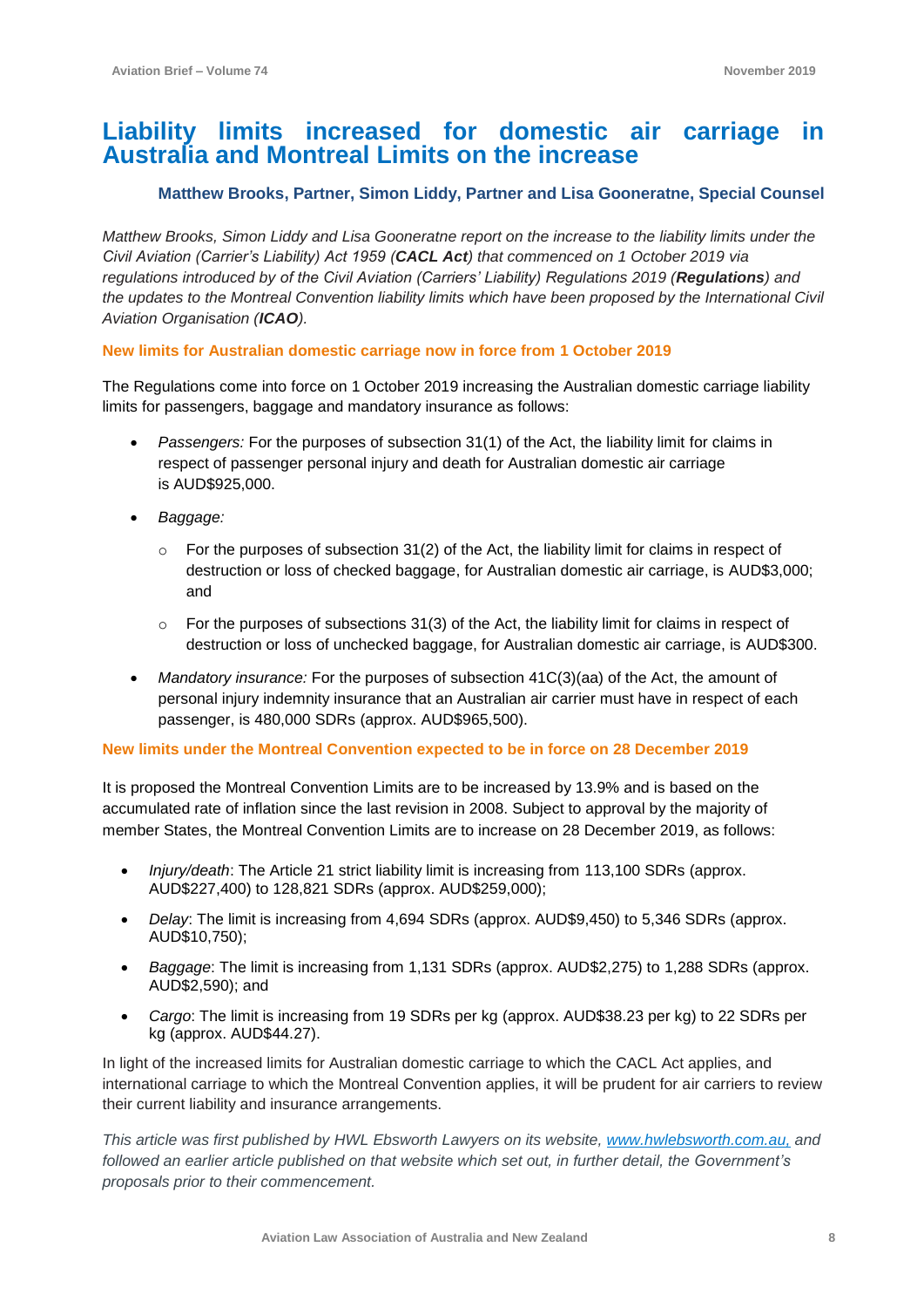# Liability limits increased for domestic air carriage in Australia and Montreal Limits on the increase

**Matthew Brooks, Partner, Simon Liddy, Partner and Lisa Gooneratne, Special Counsel**

*Matthew Brooks, Simon Liddy and Lisa Gooneratne report on the increase to the liability limits under the Civil Aviation (Carrier's Liability) Act 1959 (**CACL Act**) that commenced on 1 October 2019 via regulations introduced by of the Civil Aviation (Carriers' Liability) Regulations 2019 (**Regulations**) and the updates to the Montreal Convention liability limits which have been proposed by the International Civil Aviation Organisation (**ICAO**).*

## New limits for Australian domestic carriage now in force from 1 October 2019

The Regulations come into force on 1 October 2019 increasing the Australian domestic carriage liability limits for passengers, baggage and mandatory insurance as follows:

- *Passengers:* For the purposes of subsection 31(1) of the Act, the liability limit for claims in respect of passenger personal injury and death for Australian domestic air carriage is AUD$925,000.
- *Baggage:*
  - For the purposes of subsection 31(2) of the Act, the liability limit for claims in respect of destruction or loss of checked baggage, for Australian domestic air carriage, is AUD$3,000; and
  - For the purposes of subsections 31(3) of the Act, the liability limit for claims in respect of destruction or loss of unchecked baggage, for Australian domestic air carriage, is AUD$300.
- *Mandatory insurance:* For the purposes of subsection 41C(3)(aa) of the Act, the amount of personal injury indemnity insurance that an Australian air carrier must have in respect of each passenger, is 480,000 SDRs (approx. AUD$965,500).

## New limits under the Montreal Convention expected to be in force on 28 December 2019

It is proposed the Montreal Convention Limits are to be increased by 13.9% and is based on the accumulated rate of inflation since the last revision in 2008. Subject to approval by the majority of member States, the Montreal Convention Limits are to increase on 28 December 2019, as follows:

- *Injury/death*: The Article 21 strict liability limit is increasing from 113,100 SDRs (approx. AUD$227,400) to 128,821 SDRs (approx. AUD$259,000);
- *Delay*: The limit is increasing from 4,694 SDRs (approx. AUD$9,450) to 5,346 SDRs (approx. AUD$10,750);
- *Baggage*: The limit is increasing from 1,131 SDRs (approx. AUD$2,275) to 1,288 SDRs (approx. AUD$2,590); and
- *Cargo*: The limit is increasing from 19 SDRs per kg (approx. AUD$38.23 per kg) to 22 SDRs per kg (approx. AUD$44.27).

In light of the increased limits for Australian domestic carriage to which the CACL Act applies, and international carriage to which the Montreal Convention applies, it will be prudent for air carriers to review their current liability and insurance arrangements.

*This article was first published by HWL Ebsworth Lawyers on its website, [www.hwlebsworth.com.au,](www.hwlebsworth.com.au) and followed an earlier article published on that website which set out, in further detail, the Government's proposals prior to their commencement.*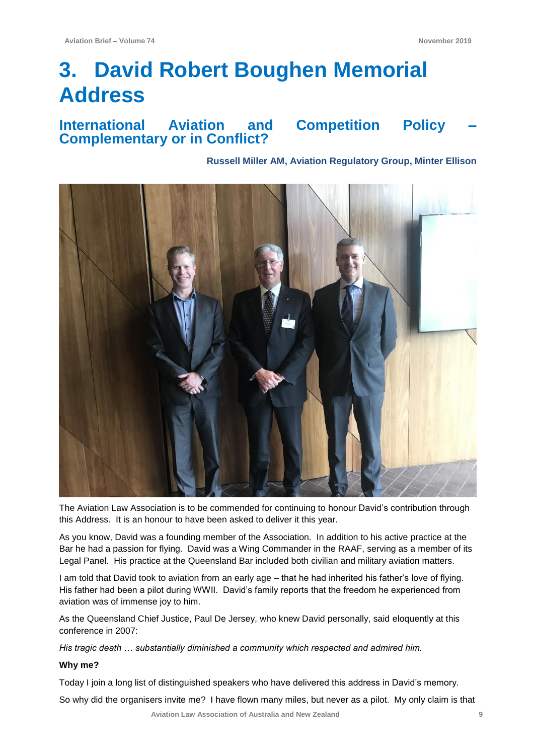# 3. David Robert Boughen Memorial Address

## International Aviation and Competition Policy – Complementary or in Conflict?

**Russell Miller AM, Aviation Regulatory Group, Minter Ellison**

The Aviation Law Association is to be commended for continuing to honour David's contribution through this Address. It is an honour to have been asked to deliver it this year.

As you know, David was a founding member of the Association. In addition to his active practice at the Bar he had a passion for flying. David was a Wing Commander in the RAAF, serving as a member of its Legal Panel. His practice at the Queensland Bar included both civilian and military aviation matters.

I am told that David took to aviation from an early age – that he had inherited his father's love of flying. His father had been a pilot during WWII. David's family reports that the freedom he experienced from aviation was of immense joy to him.

As the Queensland Chief Justice, Paul De Jersey, who knew David personally, said eloquently at this conference in 2007:

*His tragic death … substantially diminished a community which respected and admired him.*

**Why me?**

Today I join a long list of distinguished speakers who have delivered this address in David's memory.

So why did the organisers invite me? I have flown many miles, but never as a pilot. My only claim is that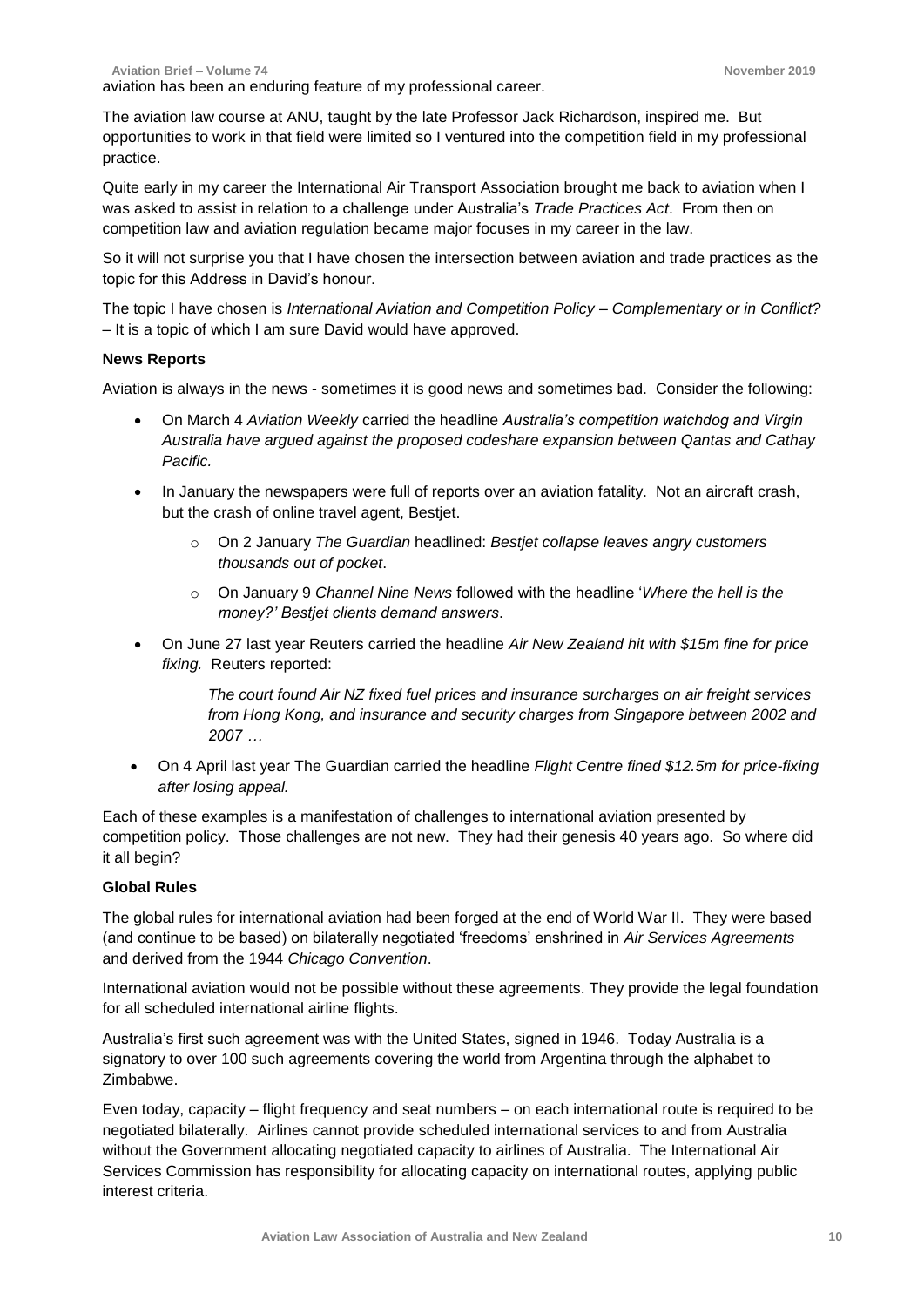aviation has been an enduring feature of my professional career.

The aviation law course at ANU, taught by the late Professor Jack Richardson, inspired me. But opportunities to work in that field were limited so I ventured into the competition field in my professional practice.

Quite early in my career the International Air Transport Association brought me back to aviation when I was asked to assist in relation to a challenge under Australia's *Trade Practices Act*. From then on competition law and aviation regulation became major focuses in my career in the law.

So it will not surprise you that I have chosen the intersection between aviation and trade practices as the topic for this Address in David's honour.

The topic I have chosen is *International Aviation and Competition Policy – Complementary or in Conflict?* – It is a topic of which I am sure David would have approved.

**News Reports**

Aviation is always in the news - sometimes it is good news and sometimes bad. Consider the following:

- On March 4 *Aviation Weekly* carried the headline *Australia's competition watchdog and Virgin Australia have argued against the proposed codeshare expansion between Qantas and Cathay Pacific.*
- In January the newspapers were full of reports over an aviation fatality. Not an aircraft crash, but the crash of online travel agent, Bestjet.
    - On 2 January *The Guardian* headlined: *Bestjet collapse leaves angry customers thousands out of pocket*.
    - On January 9 *Channel Nine News* followed with the headline '*Where the hell is the money?' Bestjet clients demand answers*.
- On June 27 last year Reuters carried the headline *Air New Zealand hit with $15m fine for price fixing.* Reuters reported:

    > *The court found Air NZ fixed fuel prices and insurance surcharges on air freight services from Hong Kong, and insurance and security charges from Singapore between 2002 and 2007 …*

- On 4 April last year The Guardian carried the headline *Flight Centre fined $12.5m for price-fixing after losing appeal.*

Each of these examples is a manifestation of challenges to international aviation presented by competition policy. Those challenges are not new. They had their genesis 40 years ago. So where did it all begin?

**Global Rules**

The global rules for international aviation had been forged at the end of World War II. They were based (and continue to be based) on bilaterally negotiated 'freedoms' enshrined in *Air Services Agreements* and derived from the 1944 *Chicago Convention*.

International aviation would not be possible without these agreements. They provide the legal foundation for all scheduled international airline flights.

Australia's first such agreement was with the United States, signed in 1946. Today Australia is a signatory to over 100 such agreements covering the world from Argentina through the alphabet to Zimbabwe.

Even today, capacity – flight frequency and seat numbers – on each international route is required to be negotiated bilaterally. Airlines cannot provide scheduled international services to and from Australia without the Government allocating negotiated capacity to airlines of Australia. The International Air Services Commission has responsibility for allocating capacity on international routes, applying public interest criteria.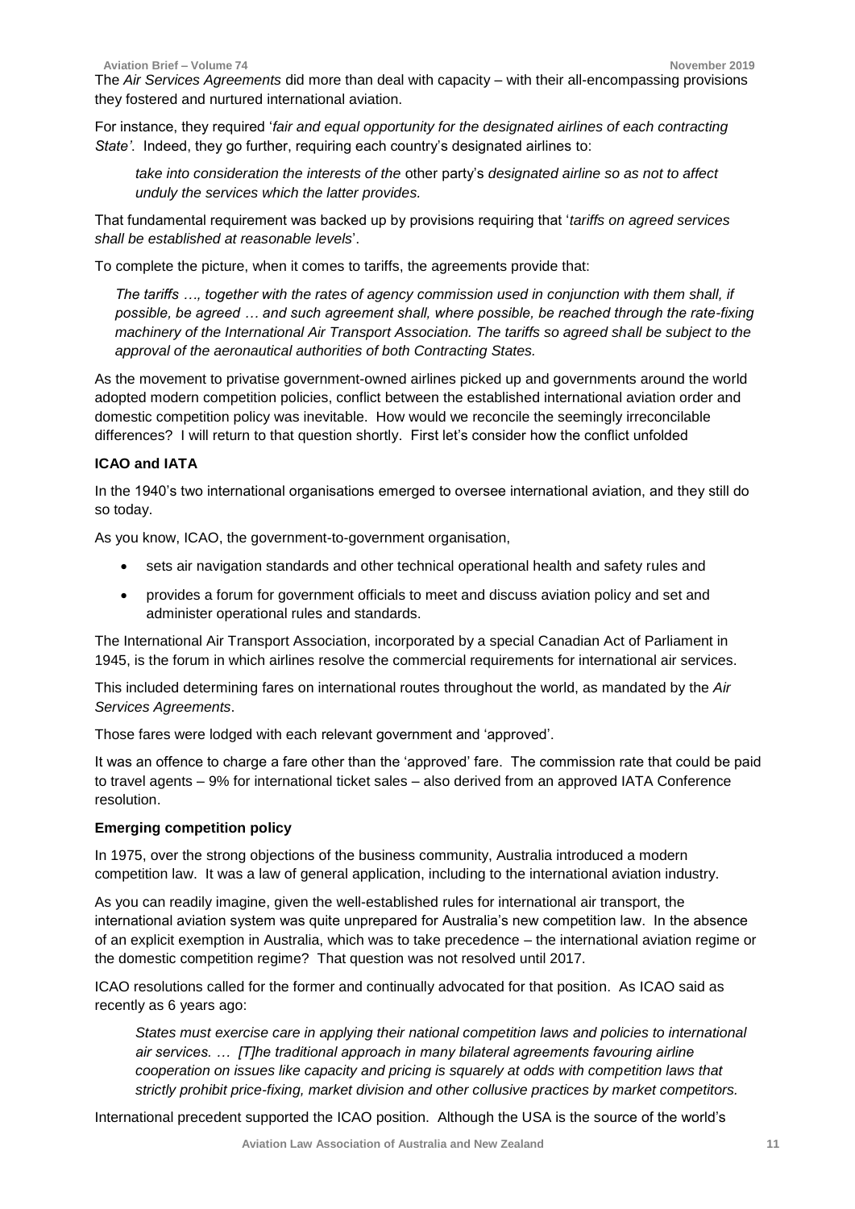The *Air Services Agreements* did more than deal with capacity – with their all-encompassing provisions they fostered and nurtured international aviation.

For instance, they required '*fair and equal opportunity for the designated airlines of each contracting State'*. Indeed, they go further, requiring each country's designated airlines to:

> *take into consideration the interests of the* other party's *designated airline so as not to affect unduly the services which the latter provides.*

That fundamental requirement was backed up by provisions requiring that '*tariffs on agreed services shall be established at reasonable levels*'.

To complete the picture, when it comes to tariffs, the agreements provide that:

> *The tariffs …, together with the rates of agency commission used in conjunction with them shall, if possible, be agreed … and such agreement shall, where possible, be reached through the rate-fixing machinery of the International Air Transport Association. The tariffs so agreed shall be subject to the approval of the aeronautical authorities of both Contracting States.*

As the movement to privatise government-owned airlines picked up and governments around the world adopted modern competition policies, conflict between the established international aviation order and domestic competition policy was inevitable. How would we reconcile the seemingly irreconcilable differences? I will return to that question shortly. First let's consider how the conflict unfolded

### ICAO and IATA

In the 1940's two international organisations emerged to oversee international aviation, and they still do so today.

As you know, ICAO, the government-to-government organisation,

- sets air navigation standards and other technical operational health and safety rules and
- provides a forum for government officials to meet and discuss aviation policy and set and administer operational rules and standards.

The International Air Transport Association, incorporated by a special Canadian Act of Parliament in 1945, is the forum in which airlines resolve the commercial requirements for international air services.

This included determining fares on international routes throughout the world, as mandated by the *Air Services Agreements*.

Those fares were lodged with each relevant government and 'approved'.

It was an offence to charge a fare other than the 'approved' fare. The commission rate that could be paid to travel agents – 9% for international ticket sales – also derived from an approved IATA Conference resolution.

### Emerging competition policy

In 1975, over the strong objections of the business community, Australia introduced a modern competition law. It was a law of general application, including to the international aviation industry.

As you can readily imagine, given the well-established rules for international air transport, the international aviation system was quite unprepared for Australia's new competition law. In the absence of an explicit exemption in Australia, which was to take precedence – the international aviation regime or the domestic competition regime? That question was not resolved until 2017.

ICAO resolutions called for the former and continually advocated for that position. As ICAO said as recently as 6 years ago:

> *States must exercise care in applying their national competition laws and policies to international air services. … [T]he traditional approach in many bilateral agreements favouring airline cooperation on issues like capacity and pricing is squarely at odds with competition laws that strictly prohibit price-fixing, market division and other collusive practices by market competitors.*

International precedent supported the ICAO position. Although the USA is the source of the world's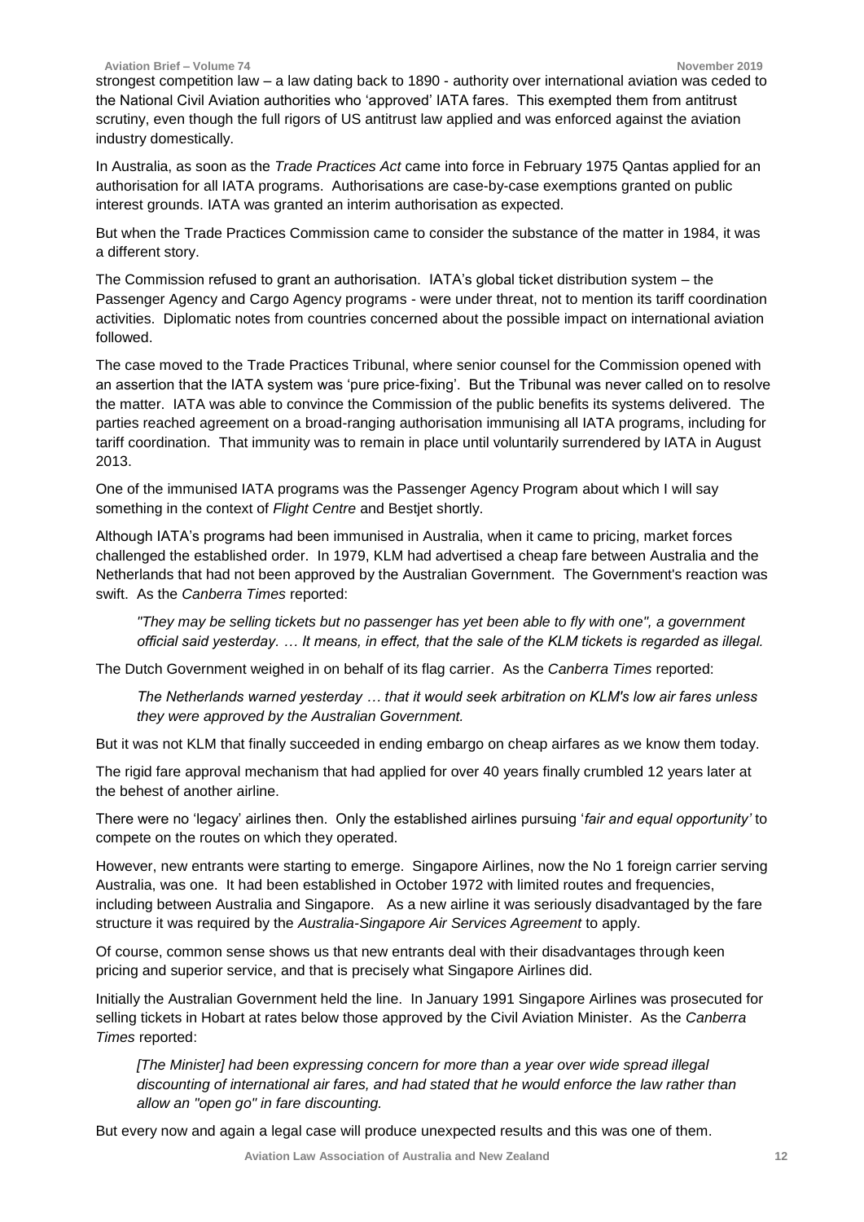strongest competition law – a law dating back to 1890 - authority over international aviation was ceded to the National Civil Aviation authorities who 'approved' IATA fares. This exempted them from antitrust scrutiny, even though the full rigors of US antitrust law applied and was enforced against the aviation industry domestically.

In Australia, as soon as the *Trade Practices Act* came into force in February 1975 Qantas applied for an authorisation for all IATA programs. Authorisations are case-by-case exemptions granted on public interest grounds. IATA was granted an interim authorisation as expected.

But when the Trade Practices Commission came to consider the substance of the matter in 1984, it was a different story.

The Commission refused to grant an authorisation. IATA's global ticket distribution system – the Passenger Agency and Cargo Agency programs - were under threat, not to mention its tariff coordination activities. Diplomatic notes from countries concerned about the possible impact on international aviation followed.

The case moved to the Trade Practices Tribunal, where senior counsel for the Commission opened with an assertion that the IATA system was 'pure price-fixing'. But the Tribunal was never called on to resolve the matter. IATA was able to convince the Commission of the public benefits its systems delivered. The parties reached agreement on a broad-ranging authorisation immunising all IATA programs, including for tariff coordination. That immunity was to remain in place until voluntarily surrendered by IATA in August 2013.

One of the immunised IATA programs was the Passenger Agency Program about which I will say something in the context of *Flight Centre* and Bestjet shortly.

Although IATA's programs had been immunised in Australia, when it came to pricing, market forces challenged the established order. In 1979, KLM had advertised a cheap fare between Australia and the Netherlands that had not been approved by the Australian Government. The Government's reaction was swift. As the *Canberra Times* reported:

> *"They may be selling tickets but no passenger has yet been able to fly with one", a government official said yesterday. … It means, in effect, that the sale of the KLM tickets is regarded as illegal.*

The Dutch Government weighed in on behalf of its flag carrier. As the *Canberra Times* reported:

> *The Netherlands warned yesterday … that it would seek arbitration on KLM's low air fares unless they were approved by the Australian Government.*

But it was not KLM that finally succeeded in ending embargo on cheap airfares as we know them today.

The rigid fare approval mechanism that had applied for over 40 years finally crumbled 12 years later at the behest of another airline.

There were no 'legacy' airlines then. Only the established airlines pursuing '*fair and equal opportunity'* to compete on the routes on which they operated.

However, new entrants were starting to emerge. Singapore Airlines, now the No 1 foreign carrier serving Australia, was one. It had been established in October 1972 with limited routes and frequencies, including between Australia and Singapore. As a new airline it was seriously disadvantaged by the fare structure it was required by the *Australia-Singapore Air Services Agreement* to apply.

Of course, common sense shows us that new entrants deal with their disadvantages through keen pricing and superior service, and that is precisely what Singapore Airlines did.

Initially the Australian Government held the line. In January 1991 Singapore Airlines was prosecuted for selling tickets in Hobart at rates below those approved by the Civil Aviation Minister. As the *Canberra Times* reported:

> *[The Minister] had been expressing concern for more than a year over wide spread illegal discounting of international air fares, and had stated that he would enforce the law rather than allow an "open go" in fare discounting.*

But every now and again a legal case will produce unexpected results and this was one of them.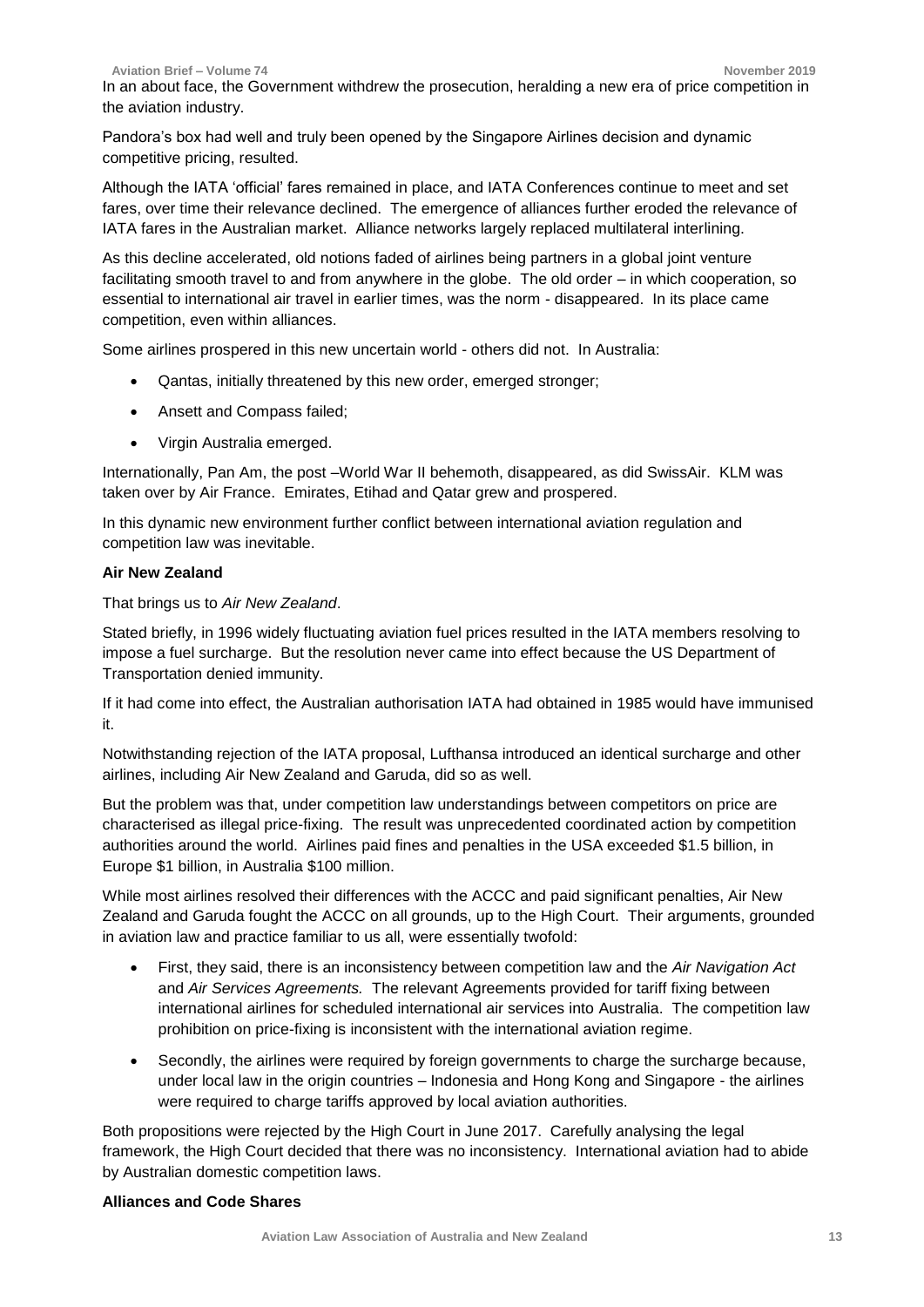In an about face, the Government withdrew the prosecution, heralding a new era of price competition in the aviation industry.

Pandora's box had well and truly been opened by the Singapore Airlines decision and dynamic competitive pricing, resulted.

Although the IATA 'official' fares remained in place, and IATA Conferences continue to meet and set fares, over time their relevance declined. The emergence of alliances further eroded the relevance of IATA fares in the Australian market. Alliance networks largely replaced multilateral interlining.

As this decline accelerated, old notions faded of airlines being partners in a global joint venture facilitating smooth travel to and from anywhere in the globe. The old order – in which cooperation, so essential to international air travel in earlier times, was the norm - disappeared. In its place came competition, even within alliances.

Some airlines prospered in this new uncertain world - others did not. In Australia:

- Qantas, initially threatened by this new order, emerged stronger;
- Ansett and Compass failed;
- Virgin Australia emerged.

Internationally, Pan Am, the post –World War II behemoth, disappeared, as did SwissAir. KLM was taken over by Air France. Emirates, Etihad and Qatar grew and prospered.

In this dynamic new environment further conflict between international aviation regulation and competition law was inevitable.

**Air New Zealand**

That brings us to *Air New Zealand*.

Stated briefly, in 1996 widely fluctuating aviation fuel prices resulted in the IATA members resolving to impose a fuel surcharge. But the resolution never came into effect because the US Department of Transportation denied immunity.

If it had come into effect, the Australian authorisation IATA had obtained in 1985 would have immunised it.

Notwithstanding rejection of the IATA proposal, Lufthansa introduced an identical surcharge and other airlines, including Air New Zealand and Garuda, did so as well.

But the problem was that, under competition law understandings between competitors on price are characterised as illegal price-fixing. The result was unprecedented coordinated action by competition authorities around the world. Airlines paid fines and penalties in the USA exceeded $1.5 billion, in Europe $1 billion, in Australia $100 million.

While most airlines resolved their differences with the ACCC and paid significant penalties, Air New Zealand and Garuda fought the ACCC on all grounds, up to the High Court. Their arguments, grounded in aviation law and practice familiar to us all, were essentially twofold:

- First, they said, there is an inconsistency between competition law and the *Air Navigation Act* and *Air Services Agreements.* The relevant Agreements provided for tariff fixing between international airlines for scheduled international air services into Australia. The competition law prohibition on price-fixing is inconsistent with the international aviation regime.
- Secondly, the airlines were required by foreign governments to charge the surcharge because, under local law in the origin countries – Indonesia and Hong Kong and Singapore - the airlines were required to charge tariffs approved by local aviation authorities.

Both propositions were rejected by the High Court in June 2017. Carefully analysing the legal framework, the High Court decided that there was no inconsistency. International aviation had to abide by Australian domestic competition laws.

**Alliances and Code Shares**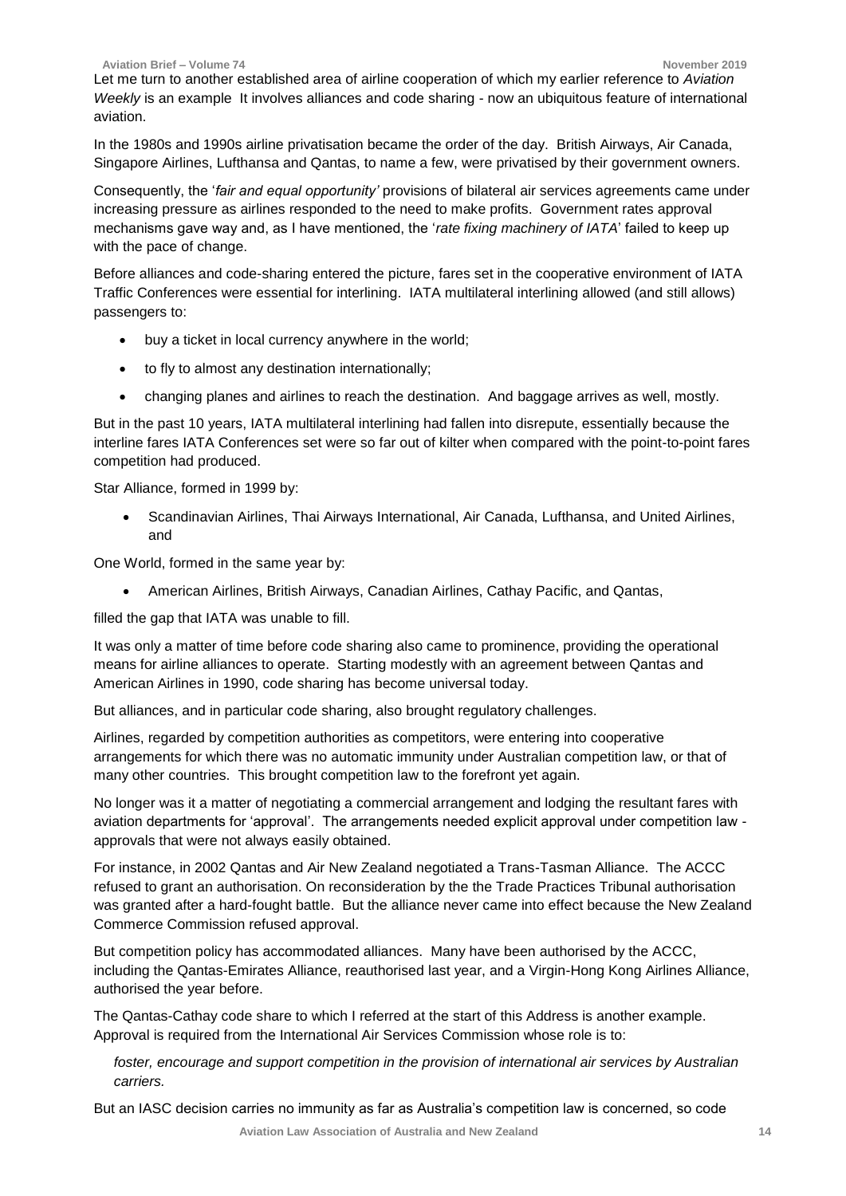Let me turn to another established area of airline cooperation of which my earlier reference to *Aviation Weekly* is an example It involves alliances and code sharing - now an ubiquitous feature of international aviation.

In the 1980s and 1990s airline privatisation became the order of the day. British Airways, Air Canada, Singapore Airlines, Lufthansa and Qantas, to name a few, were privatised by their government owners.

Consequently, the '*fair and equal opportunity'* provisions of bilateral air services agreements came under increasing pressure as airlines responded to the need to make profits. Government rates approval mechanisms gave way and, as I have mentioned, the '*rate fixing machinery of IATA*' failed to keep up with the pace of change.

Before alliances and code-sharing entered the picture, fares set in the cooperative environment of IATA Traffic Conferences were essential for interlining. IATA multilateral interlining allowed (and still allows) passengers to:

- buy a ticket in local currency anywhere in the world;
- to fly to almost any destination internationally;
- changing planes and airlines to reach the destination. And baggage arrives as well, mostly.

But in the past 10 years, IATA multilateral interlining had fallen into disrepute, essentially because the interline fares IATA Conferences set were so far out of kilter when compared with the point-to-point fares competition had produced.

Star Alliance, formed in 1999 by:

- Scandinavian Airlines, Thai Airways International, Air Canada, Lufthansa, and United Airlines, and

One World, formed in the same year by:

- American Airlines, British Airways, Canadian Airlines, Cathay Pacific, and Qantas,

filled the gap that IATA was unable to fill.

It was only a matter of time before code sharing also came to prominence, providing the operational means for airline alliances to operate. Starting modestly with an agreement between Qantas and American Airlines in 1990, code sharing has become universal today.

But alliances, and in particular code sharing, also brought regulatory challenges.

Airlines, regarded by competition authorities as competitors, were entering into cooperative arrangements for which there was no automatic immunity under Australian competition law, or that of many other countries. This brought competition law to the forefront yet again.

No longer was it a matter of negotiating a commercial arrangement and lodging the resultant fares with aviation departments for 'approval'. The arrangements needed explicit approval under competition law - approvals that were not always easily obtained.

For instance, in 2002 Qantas and Air New Zealand negotiated a Trans-Tasman Alliance. The ACCC refused to grant an authorisation. On reconsideration by the the Trade Practices Tribunal authorisation was granted after a hard-fought battle. But the alliance never came into effect because the New Zealand Commerce Commission refused approval.

But competition policy has accommodated alliances. Many have been authorised by the ACCC, including the Qantas-Emirates Alliance, reauthorised last year, and a Virgin-Hong Kong Airlines Alliance, authorised the year before.

The Qantas-Cathay code share to which I referred at the start of this Address is another example. Approval is required from the International Air Services Commission whose role is to:

> *foster, encourage and support competition in the provision of international air services by Australian carriers.*

But an IASC decision carries no immunity as far as Australia's competition law is concerned, so code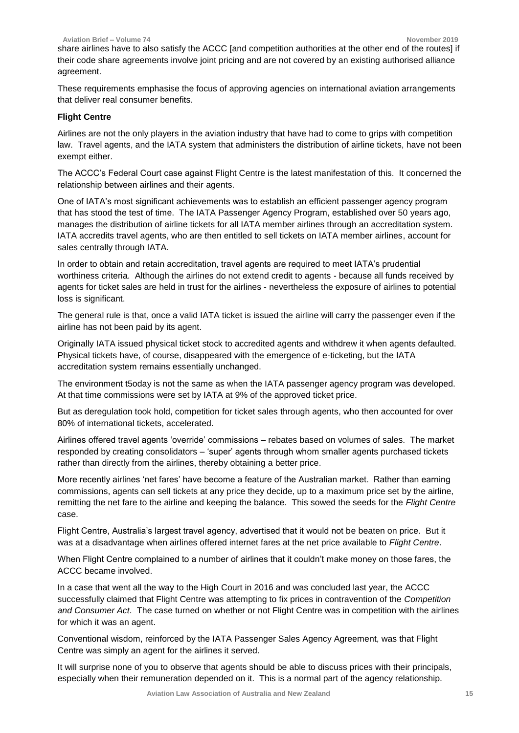share airlines have to also satisfy the ACCC [and competition authorities at the other end of the routes] if their code share agreements involve joint pricing and are not covered by an existing authorised alliance agreement.

These requirements emphasise the focus of approving agencies on international aviation arrangements that deliver real consumer benefits.

**Flight Centre**

Airlines are not the only players in the aviation industry that have had to come to grips with competition law. Travel agents, and the IATA system that administers the distribution of airline tickets, have not been exempt either.

The ACCC's Federal Court case against Flight Centre is the latest manifestation of this. It concerned the relationship between airlines and their agents.

One of IATA's most significant achievements was to establish an efficient passenger agency program that has stood the test of time. The IATA Passenger Agency Program, established over 50 years ago, manages the distribution of airline tickets for all IATA member airlines through an accreditation system. IATA accredits travel agents, who are then entitled to sell tickets on IATA member airlines, account for sales centrally through IATA.

In order to obtain and retain accreditation, travel agents are required to meet IATA's prudential worthiness criteria. Although the airlines do not extend credit to agents - because all funds received by agents for ticket sales are held in trust for the airlines - nevertheless the exposure of airlines to potential loss is significant.

The general rule is that, once a valid IATA ticket is issued the airline will carry the passenger even if the airline has not been paid by its agent.

Originally IATA issued physical ticket stock to accredited agents and withdrew it when agents defaulted. Physical tickets have, of course, disappeared with the emergence of e-ticketing, but the IATA accreditation system remains essentially unchanged.

The environment t5oday is not the same as when the IATA passenger agency program was developed. At that time commissions were set by IATA at 9% of the approved ticket price.

But as deregulation took hold, competition for ticket sales through agents, who then accounted for over 80% of international tickets, accelerated.

Airlines offered travel agents 'override' commissions – rebates based on volumes of sales. The market responded by creating consolidators – 'super' agents through whom smaller agents purchased tickets rather than directly from the airlines, thereby obtaining a better price.

More recently airlines 'net fares' have become a feature of the Australian market. Rather than earning commissions, agents can sell tickets at any price they decide, up to a maximum price set by the airline, remitting the net fare to the airline and keeping the balance. This sowed the seeds for the *Flight Centre* case.

Flight Centre, Australia's largest travel agency, advertised that it would not be beaten on price. But it was at a disadvantage when airlines offered internet fares at the net price available to *Flight Centre*.

When Flight Centre complained to a number of airlines that it couldn't make money on those fares, the ACCC became involved.

In a case that went all the way to the High Court in 2016 and was concluded last year, the ACCC successfully claimed that Flight Centre was attempting to fix prices in contravention of the *Competition and Consumer Act*. The case turned on whether or not Flight Centre was in competition with the airlines for which it was an agent.

Conventional wisdom, reinforced by the IATA Passenger Sales Agency Agreement, was that Flight Centre was simply an agent for the airlines it served.

It will surprise none of you to observe that agents should be able to discuss prices with their principals, especially when their remuneration depended on it. This is a normal part of the agency relationship.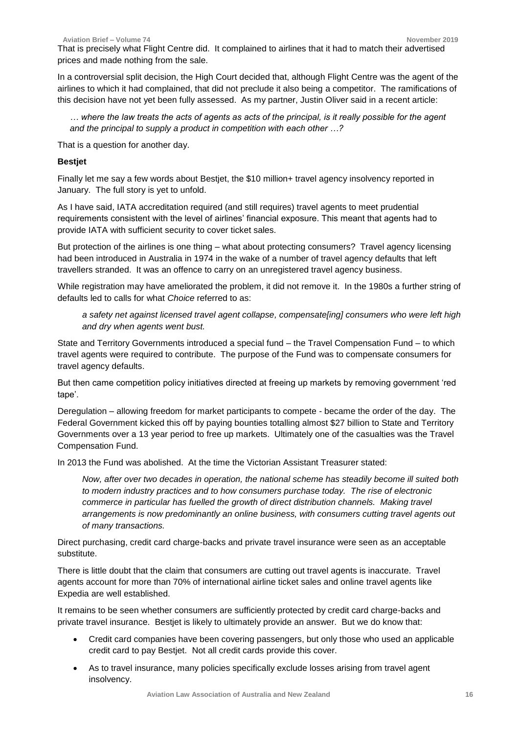That is precisely what Flight Centre did. It complained to airlines that it had to match their advertised prices and made nothing from the sale.

In a controversial split decision, the High Court decided that, although Flight Centre was the agent of the airlines to which it had complained, that did not preclude it also being a competitor. The ramifications of this decision have not yet been fully assessed. As my partner, Justin Oliver said in a recent article:

> *… where the law treats the acts of agents as acts of the principal, is it really possible for the agent and the principal to supply a product in competition with each other …?*

That is a question for another day.

**Bestjet**

Finally let me say a few words about Bestjet, the $10 million+ travel agency insolvency reported in January. The full story is yet to unfold.

As I have said, IATA accreditation required (and still requires) travel agents to meet prudential requirements consistent with the level of airlines' financial exposure. This meant that agents had to provide IATA with sufficient security to cover ticket sales.

But protection of the airlines is one thing – what about protecting consumers? Travel agency licensing had been introduced in Australia in 1974 in the wake of a number of travel agency defaults that left travellers stranded. It was an offence to carry on an unregistered travel agency business.

While registration may have ameliorated the problem, it did not remove it. In the 1980s a further string of defaults led to calls for what *Choice* referred to as:

> *a safety net against licensed travel agent collapse, compensate[ing] consumers who were left high and dry when agents went bust.*

State and Territory Governments introduced a special fund – the Travel Compensation Fund – to which travel agents were required to contribute. The purpose of the Fund was to compensate consumers for travel agency defaults.

But then came competition policy initiatives directed at freeing up markets by removing government 'red tape'.

Deregulation – allowing freedom for market participants to compete - became the order of the day. The Federal Government kicked this off by paying bounties totalling almost $27 billion to State and Territory Governments over a 13 year period to free up markets. Ultimately one of the casualties was the Travel Compensation Fund.

In 2013 the Fund was abolished. At the time the Victorian Assistant Treasurer stated:

> *Now, after over two decades in operation, the national scheme has steadily become ill suited both to modern industry practices and to how consumers purchase today. The rise of electronic commerce in particular has fuelled the growth of direct distribution channels. Making travel arrangements is now predominantly an online business, with consumers cutting travel agents out of many transactions.*

Direct purchasing, credit card charge-backs and private travel insurance were seen as an acceptable substitute.

There is little doubt that the claim that consumers are cutting out travel agents is inaccurate. Travel agents account for more than 70% of international airline ticket sales and online travel agents like Expedia are well established.

It remains to be seen whether consumers are sufficiently protected by credit card charge-backs and private travel insurance. Bestjet is likely to ultimately provide an answer. But we do know that:

- Credit card companies have been covering passengers, but only those who used an applicable credit card to pay Bestjet. Not all credit cards provide this cover.
- As to travel insurance, many policies specifically exclude losses arising from travel agent insolvency.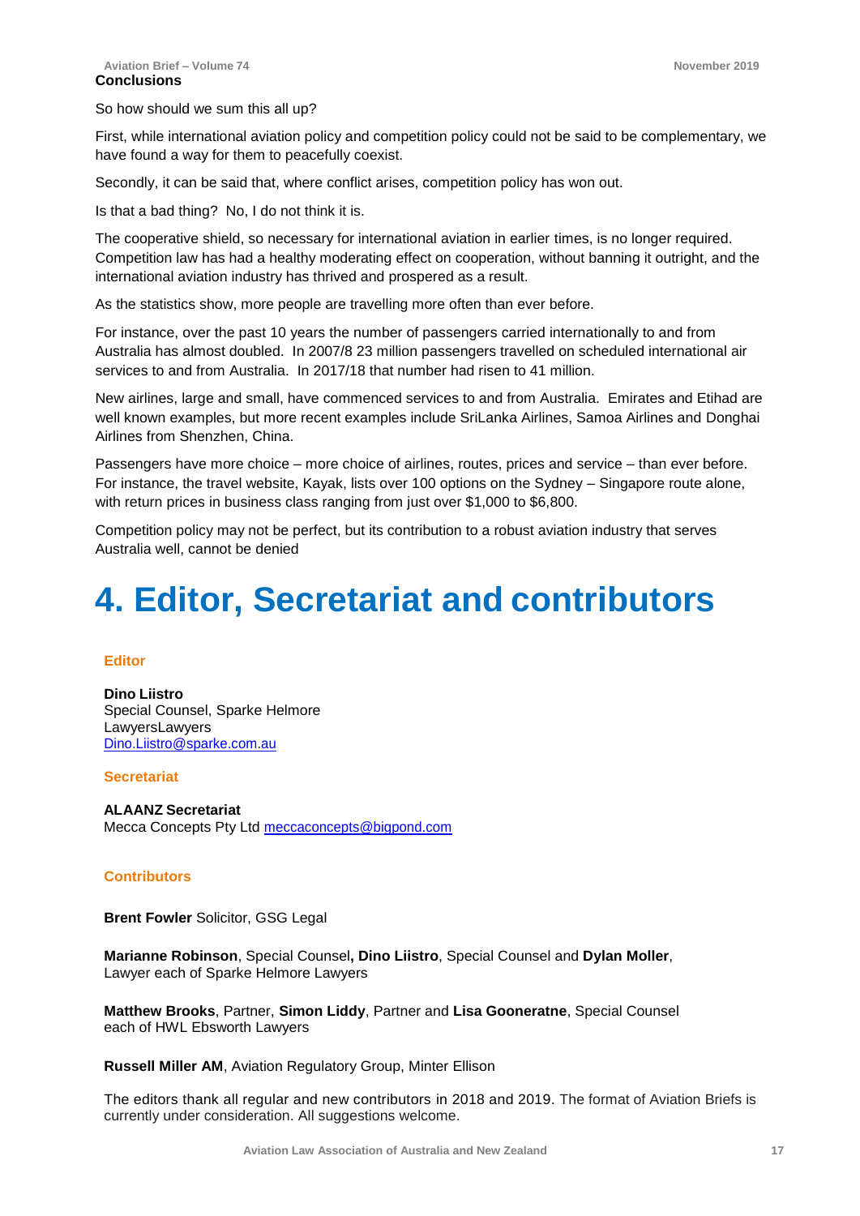**Conclusions**

So how should we sum this all up?

First, while international aviation policy and competition policy could not be said to be complementary, we have found a way for them to peacefully coexist.

Secondly, it can be said that, where conflict arises, competition policy has won out.

Is that a bad thing? No, I do not think it is.

The cooperative shield, so necessary for international aviation in earlier times, is no longer required. Competition law has had a healthy moderating effect on cooperation, without banning it outright, and the international aviation industry has thrived and prospered as a result.

As the statistics show, more people are travelling more often than ever before.

For instance, over the past 10 years the number of passengers carried internationally to and from Australia has almost doubled. In 2007/8 23 million passengers travelled on scheduled international air services to and from Australia. In 2017/18 that number had risen to 41 million.

New airlines, large and small, have commenced services to and from Australia. Emirates and Etihad are well known examples, but more recent examples include SriLanka Airlines, Samoa Airlines and Donghai Airlines from Shenzhen, China.

Passengers have more choice – more choice of airlines, routes, prices and service – than ever before. For instance, the travel website, Kayak, lists over 100 options on the Sydney – Singapore route alone, with return prices in business class ranging from just over $1,000 to $6,800.

Competition policy may not be perfect, but its contribution to a robust aviation industry that serves Australia well, cannot be denied

# 4. Editor, Secretariat and contributors

### Editor

**Dino Liistro**
Special Counsel, Sparke Helmore LawyersLawyers
Dino.Liistro@sparke.com.au

### Secretariat

**ALAANZ Secretariat**
Mecca Concepts Pty Ltd meccaconcepts@bigpond.com

### Contributors

**Brent Fowler** Solicitor, GSG Legal

**Marianne Robinson**, Special Counsel**, Dino Liistro**, Special Counsel and **Dylan Moller**, Lawyer each of Sparke Helmore Lawyers

**Matthew Brooks**, Partner, **Simon Liddy**, Partner and **Lisa Gooneratne**, Special Counsel each of HWL Ebsworth Lawyers

**Russell Miller AM**, Aviation Regulatory Group, Minter Ellison

The editors thank all regular and new contributors in 2018 and 2019. The format of Aviation Briefs is currently under consideration. All suggestions welcome.